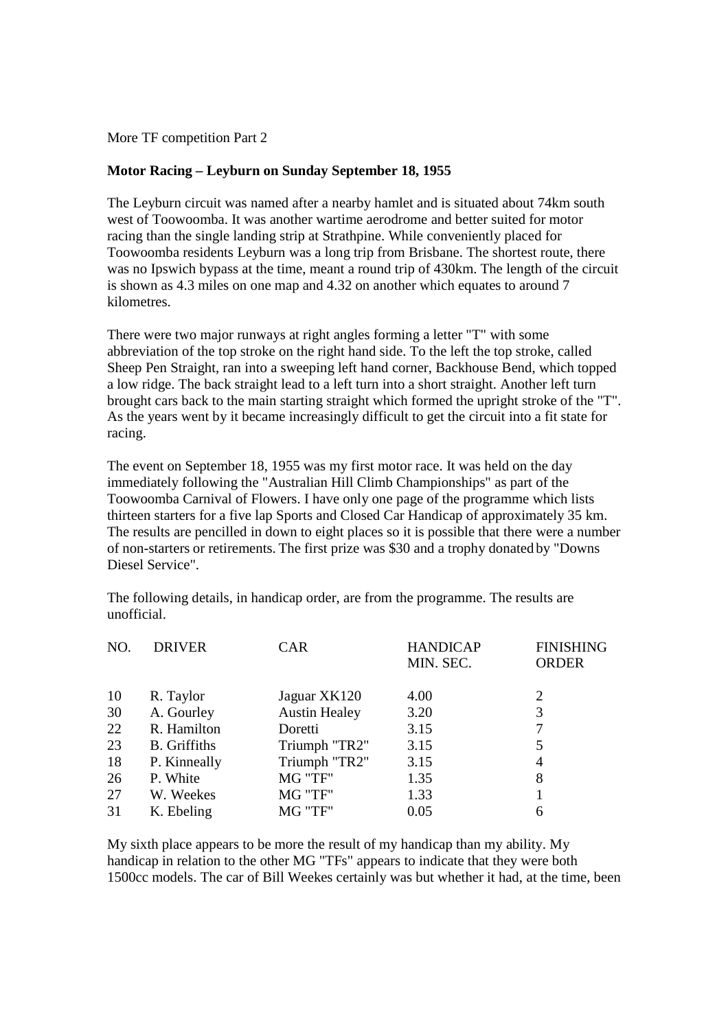More TF competition Part 2

**Motor Racing – Leyburn on Sunday September 18, 1955**

The Leyburn circuit was named after a nearby hamlet and is situated about 74km south west of Toowoomba. It was another wartime aerodrome and better suited for motor racing than the single landing strip at Strathpine. While conveniently placed for Toowoomba residents Leyburn was a long trip from Brisbane. The shortest route, there was no Ipswich bypass at the time, meant a round trip of 430km. The length of the circuit is shown as 4.3 miles on one map and 4.32 on another which equates to around 7 kilometres.

There were two major runways at right angles forming a letter "T" with some abbreviation of the top stroke on the right hand side. To the left the top stroke, called Sheep Pen Straight, ran into a sweeping left hand corner, Backhouse Bend, which topped a low ridge. The back straight lead to a left turn into a short straight. Another left turn brought cars back to the main starting straight which formed the upright stroke of the "T". As the years went by it became increasingly difficult to get the circuit into a fit state for racing.

The event on September 18, 1955 was my first motor race. It was held on the day immediately following the "Australian Hill Climb Championships" as part of the Toowoomba Carnival of Flowers. I have only one page of the programme which lists thirteen starters for a five lap Sports and Closed Car Handicap of approximately 35 km. The results are pencilled in down to eight places so it is possible that there were a number of non-starters or retirements. The first prize was $30 and a trophy donated by "Downs Diesel Service".

The following details, in handicap order, are from the programme. The results are unofficial.

| NO. | DRIVER | CAR | HANDICAP MIN. SEC. | FINISHING ORDER |
|---|---|---|---|---|
| 10 | R. Taylor | Jaguar XK120 | 4.00 | 2 |
| 30 | A. Gourley | Austin Healey | 3.20 | 3 |
| 22 | R. Hamilton | Doretti | 3.15 | 7 |
| 23 | B. Griffiths | Triumph "TR2" | 3.15 | 5 |
| 18 | P. Kinneally | Triumph "TR2" | 3.15 | 4 |
| 26 | P. White | MG "TF" | 1.35 | 8 |
| 27 | W. Weekes | MG "TF" | 1.33 | 1 |
| 31 | K. Ebeling | MG "TF" | 0.05 | 6 |

My sixth place appears to be more the result of my handicap than my ability. My handicap in relation to the other MG "TFs" appears to indicate that they were both 1500cc models. The car of Bill Weekes certainly was but whether it had, at the time, been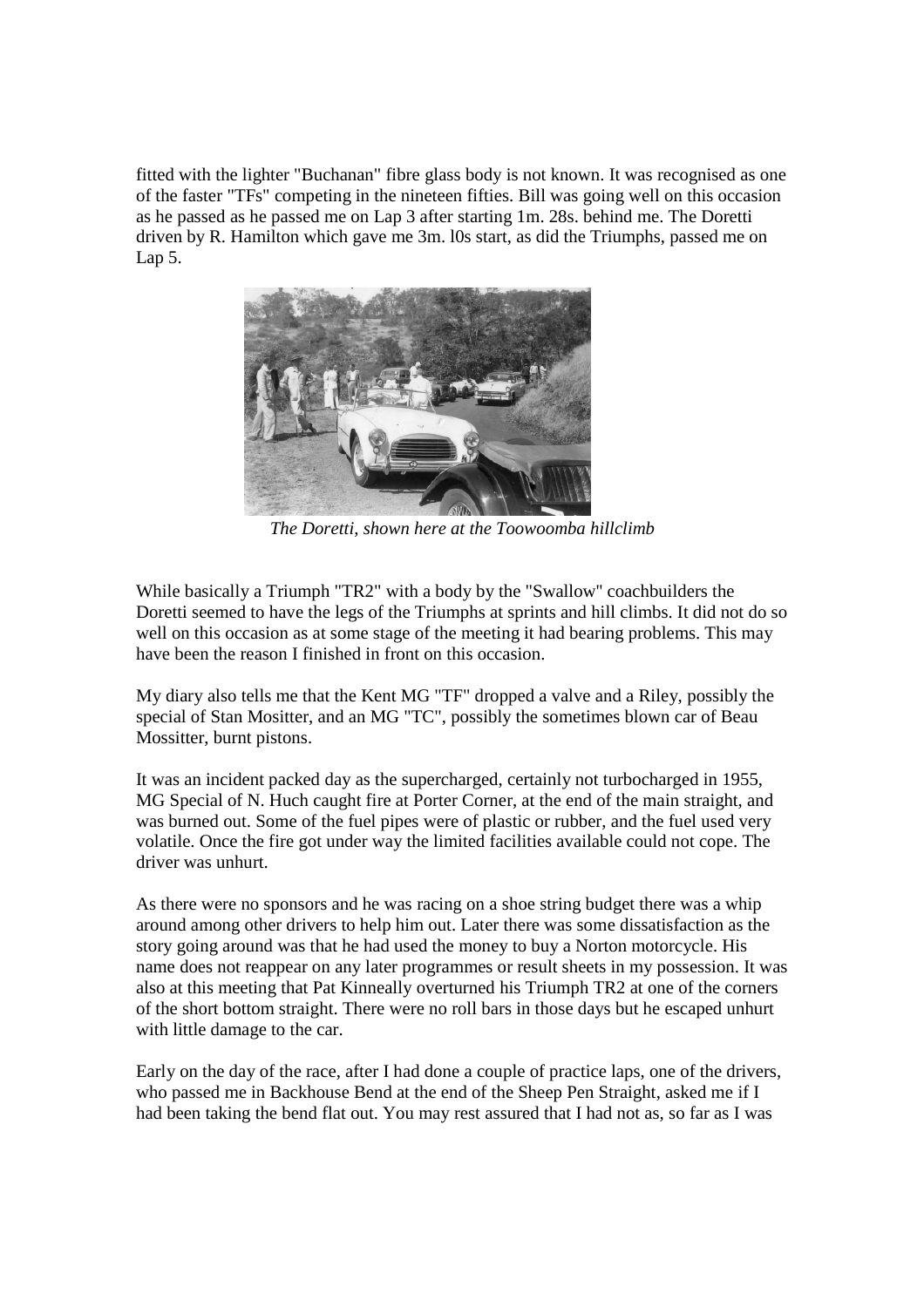fitted with the lighter "Buchanan" fibre glass body is not known. It was recognised as one of the faster "TFs" competing in the nineteen fifties. Bill was going well on this occasion as he passed as he passed me on Lap 3 after starting 1m. 28s. behind me. The Doretti driven by R. Hamilton which gave me 3m. l0s start, as did the Triumphs, passed me on Lap 5.

*The Doretti, shown here at the Toowoomba hillclimb*

While basically a Triumph "TR2" with a body by the "Swallow" coachbuilders the Doretti seemed to have the legs of the Triumphs at sprints and hill climbs. It did not do so well on this occasion as at some stage of the meeting it had bearing problems. This may have been the reason I finished in front on this occasion.

My diary also tells me that the Kent MG "TF" dropped a valve and a Riley, possibly the special of Stan Mositter, and an MG "TC", possibly the sometimes blown car of Beau Mossitter, burnt pistons.

It was an incident packed day as the supercharged, certainly not turbocharged in 1955, MG Special of N. Huch caught fire at Porter Corner, at the end of the main straight, and was burned out. Some of the fuel pipes were of plastic or rubber, and the fuel used very volatile. Once the fire got under way the limited facilities available could not cope. The driver was unhurt.

As there were no sponsors and he was racing on a shoe string budget there was a whip around among other drivers to help him out. Later there was some dissatisfaction as the story going around was that he had used the money to buy a Norton motorcycle. His name does not reappear on any later programmes or result sheets in my possession. It was also at this meeting that Pat Kinneally overturned his Triumph TR2 at one of the corners of the short bottom straight. There were no roll bars in those days but he escaped unhurt with little damage to the car.

Early on the day of the race, after I had done a couple of practice laps, one of the drivers, who passed me in Backhouse Bend at the end of the Sheep Pen Straight, asked me if I had been taking the bend flat out. You may rest assured that I had not as, so far as I was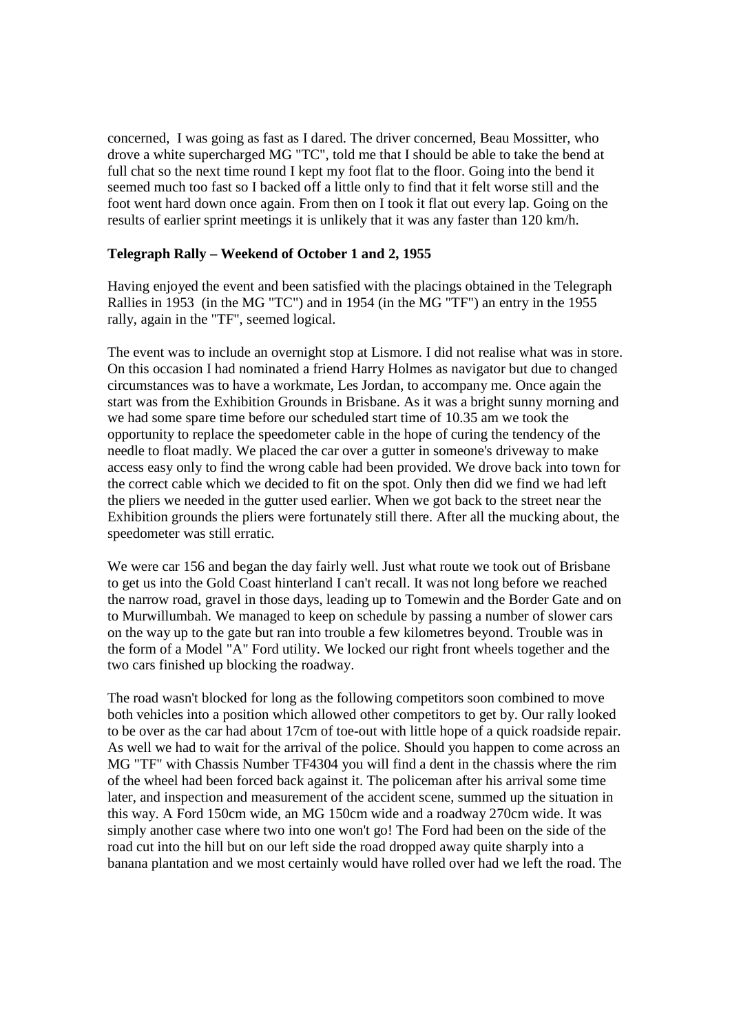concerned, I was going as fast as I dared. The driver concerned, Beau Mossitter, who drove a white supercharged MG "TC", told me that I should be able to take the bend at full chat so the next time round I kept my foot flat to the floor. Going into the bend it seemed much too fast so I backed off a little only to find that it felt worse still and the foot went hard down once again. From then on I took it flat out every lap. Going on the results of earlier sprint meetings it is unlikely that it was any faster than 120 km/h.

**Telegraph Rally – Weekend of October 1 and 2, 1955**

Having enjoyed the event and been satisfied with the placings obtained in the Telegraph Rallies in 1953 (in the MG "TC") and in 1954 (in the MG "TF") an entry in the 1955 rally, again in the "TF", seemed logical.

The event was to include an overnight stop at Lismore. I did not realise what was in store. On this occasion I had nominated a friend Harry Holmes as navigator but due to changed circumstances was to have a workmate, Les Jordan, to accompany me. Once again the start was from the Exhibition Grounds in Brisbane. As it was a bright sunny morning and we had some spare time before our scheduled start time of 10.35 am we took the opportunity to replace the speedometer cable in the hope of curing the tendency of the needle to float madly. We placed the car over a gutter in someone's driveway to make access easy only to find the wrong cable had been provided. We drove back into town for the correct cable which we decided to fit on the spot. Only then did we find we had left the pliers we needed in the gutter used earlier. When we got back to the street near the Exhibition grounds the pliers were fortunately still there. After all the mucking about, the speedometer was still erratic.

We were car 156 and began the day fairly well. Just what route we took out of Brisbane to get us into the Gold Coast hinterland I can't recall. It was not long before we reached the narrow road, gravel in those days, leading up to Tomewin and the Border Gate and on to Murwillumbah. We managed to keep on schedule by passing a number of slower cars on the way up to the gate but ran into trouble a few kilometres beyond. Trouble was in the form of a Model "A" Ford utility. We locked our right front wheels together and the two cars finished up blocking the roadway.

The road wasn't blocked for long as the following competitors soon combined to move both vehicles into a position which allowed other competitors to get by. Our rally looked to be over as the car had about 17cm of toe-out with little hope of a quick roadside repair. As well we had to wait for the arrival of the police. Should you happen to come across an MG "TF" with Chassis Number TF4304 you will find a dent in the chassis where the rim of the wheel had been forced back against it. The policeman after his arrival some time later, and inspection and measurement of the accident scene, summed up the situation in this way. A Ford 150cm wide, an MG 150cm wide and a roadway 270cm wide. It was simply another case where two into one won't go! The Ford had been on the side of the road cut into the hill but on our left side the road dropped away quite sharply into a banana plantation and we most certainly would have rolled over had we left the road. The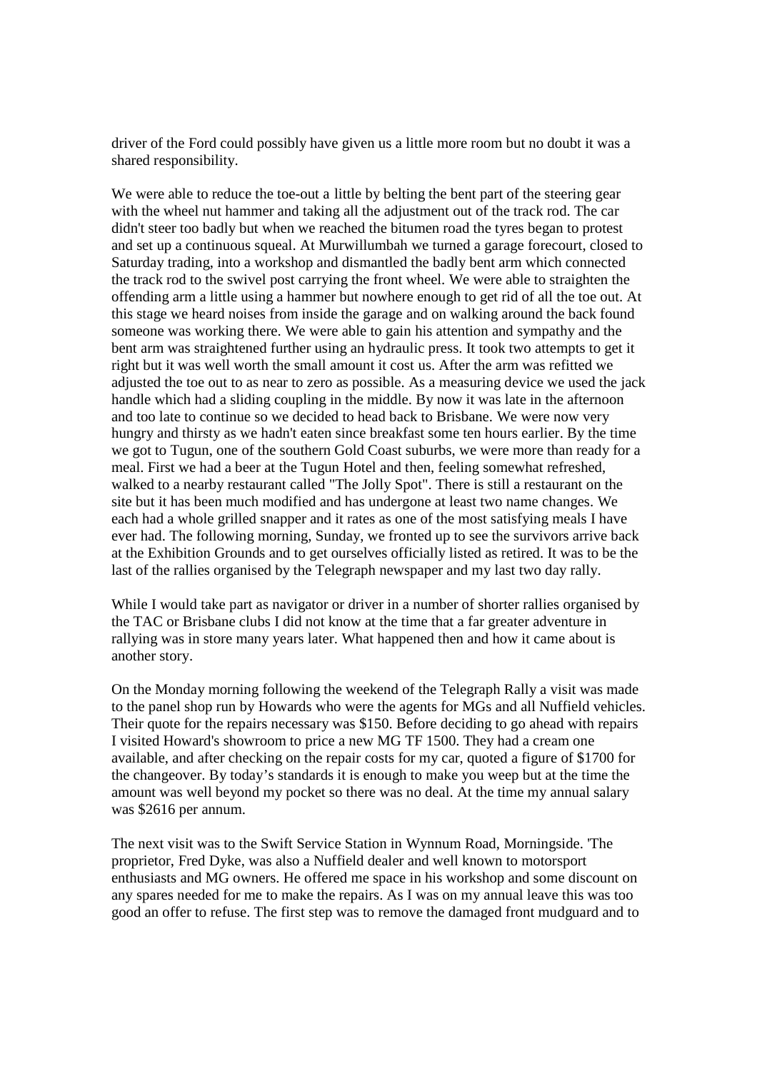driver of the Ford could possibly have given us a little more room but no doubt it was a shared responsibility.

We were able to reduce the toe-out a little by belting the bent part of the steering gear with the wheel nut hammer and taking all the adjustment out of the track rod. The car didn't steer too badly but when we reached the bitumen road the tyres began to protest and set up a continuous squeal. At Murwillumbah we turned a garage forecourt, closed to Saturday trading, into a workshop and dismantled the badly bent arm which connected the track rod to the swivel post carrying the front wheel. We were able to straighten the offending arm a little using a hammer but nowhere enough to get rid of all the toe out. At this stage we heard noises from inside the garage and on walking around the back found someone was working there. We were able to gain his attention and sympathy and the bent arm was straightened further using an hydraulic press. It took two attempts to get it right but it was well worth the small amount it cost us. After the arm was refitted we adjusted the toe out to as near to zero as possible. As a measuring device we used the jack handle which had a sliding coupling in the middle. By now it was late in the afternoon and too late to continue so we decided to head back to Brisbane. We were now very hungry and thirsty as we hadn't eaten since breakfast some ten hours earlier. By the time we got to Tugun, one of the southern Gold Coast suburbs, we were more than ready for a meal. First we had a beer at the Tugun Hotel and then, feeling somewhat refreshed, walked to a nearby restaurant called "The Jolly Spot". There is still a restaurant on the site but it has been much modified and has undergone at least two name changes. We each had a whole grilled snapper and it rates as one of the most satisfying meals I have ever had. The following morning, Sunday, we fronted up to see the survivors arrive back at the Exhibition Grounds and to get ourselves officially listed as retired. It was to be the last of the rallies organised by the Telegraph newspaper and my last two day rally.

While I would take part as navigator or driver in a number of shorter rallies organised by the TAC or Brisbane clubs I did not know at the time that a far greater adventure in rallying was in store many years later. What happened then and how it came about is another story.

On the Monday morning following the weekend of the Telegraph Rally a visit was made to the panel shop run by Howards who were the agents for MGs and all Nuffield vehicles. Their quote for the repairs necessary was $150. Before deciding to go ahead with repairs I visited Howard's showroom to price a new MG TF 1500. They had a cream one available, and after checking on the repair costs for my car, quoted a figure of $1700 for the changeover. By today's standards it is enough to make you weep but at the time the amount was well beyond my pocket so there was no deal. At the time my annual salary was $2616 per annum.

The next visit was to the Swift Service Station in Wynnum Road, Morningside. 'The proprietor, Fred Dyke, was also a Nuffield dealer and well known to motorsport enthusiasts and MG owners. He offered me space in his workshop and some discount on any spares needed for me to make the repairs. As I was on my annual leave this was too good an offer to refuse. The first step was to remove the damaged front mudguard and to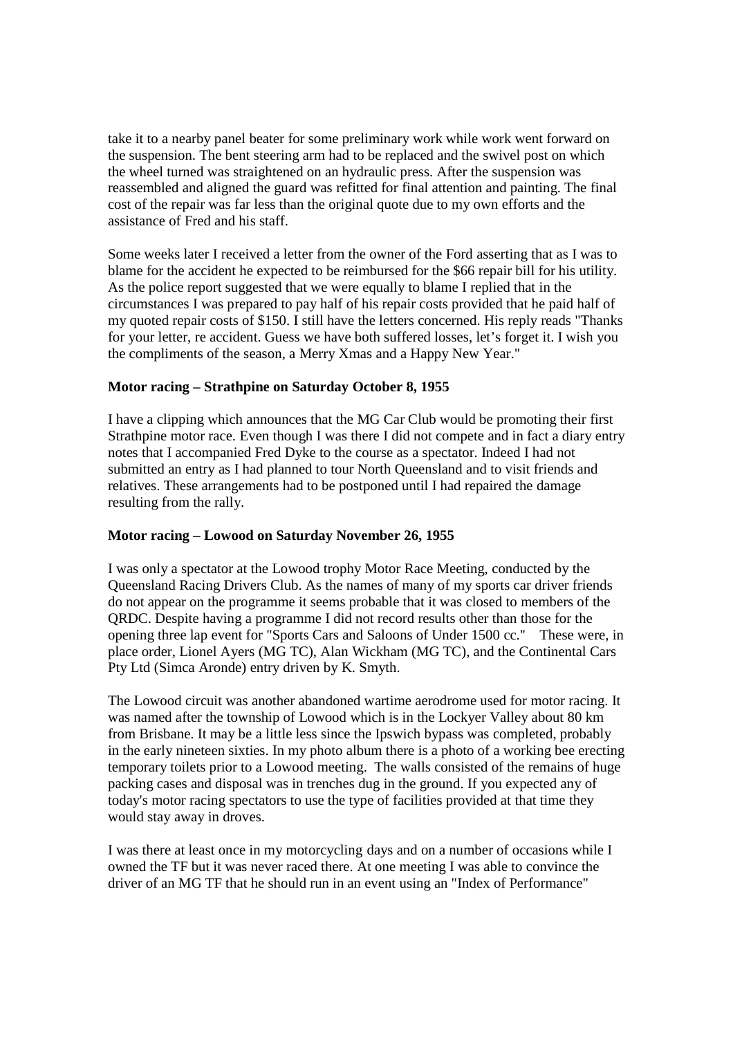take it to a nearby panel beater for some preliminary work while work went forward on the suspension. The bent steering arm had to be replaced and the swivel post on which the wheel turned was straightened on an hydraulic press. After the suspension was reassembled and aligned the guard was refitted for final attention and painting. The final cost of the repair was far less than the original quote due to my own efforts and the assistance of Fred and his staff.

Some weeks later I received a letter from the owner of the Ford asserting that as I was to blame for the accident he expected to be reimbursed for the $66 repair bill for his utility. As the police report suggested that we were equally to blame I replied that in the circumstances I was prepared to pay half of his repair costs provided that he paid half of my quoted repair costs of $150. I still have the letters concerned. His reply reads "Thanks for your letter, re accident. Guess we have both suffered losses, let's forget it. I wish you the compliments of the season, a Merry Xmas and a Happy New Year."

**Motor racing – Strathpine on Saturday October 8, 1955**

I have a clipping which announces that the MG Car Club would be promoting their first Strathpine motor race. Even though I was there I did not compete and in fact a diary entry notes that I accompanied Fred Dyke to the course as a spectator. Indeed I had not submitted an entry as I had planned to tour North Queensland and to visit friends and relatives. These arrangements had to be postponed until I had repaired the damage resulting from the rally.

**Motor racing – Lowood on Saturday November 26, 1955**

I was only a spectator at the Lowood trophy Motor Race Meeting, conducted by the Queensland Racing Drivers Club. As the names of many of my sports car driver friends do not appear on the programme it seems probable that it was closed to members of the QRDC. Despite having a programme I did not record results other than those for the opening three lap event for "Sports Cars and Saloons of Under 1500 cc." These were, in place order, Lionel Ayers (MG TC), Alan Wickham (MG TC), and the Continental Cars Pty Ltd (Simca Aronde) entry driven by K. Smyth.

The Lowood circuit was another abandoned wartime aerodrome used for motor racing. It was named after the township of Lowood which is in the Lockyer Valley about 80 km from Brisbane. It may be a little less since the Ipswich bypass was completed, probably in the early nineteen sixties. In my photo album there is a photo of a working bee erecting temporary toilets prior to a Lowood meeting. The walls consisted of the remains of huge packing cases and disposal was in trenches dug in the ground. If you expected any of today's motor racing spectators to use the type of facilities provided at that time they would stay away in droves.

I was there at least once in my motorcycling days and on a number of occasions while I owned the TF but it was never raced there. At one meeting I was able to convince the driver of an MG TF that he should run in an event using an "Index of Performance"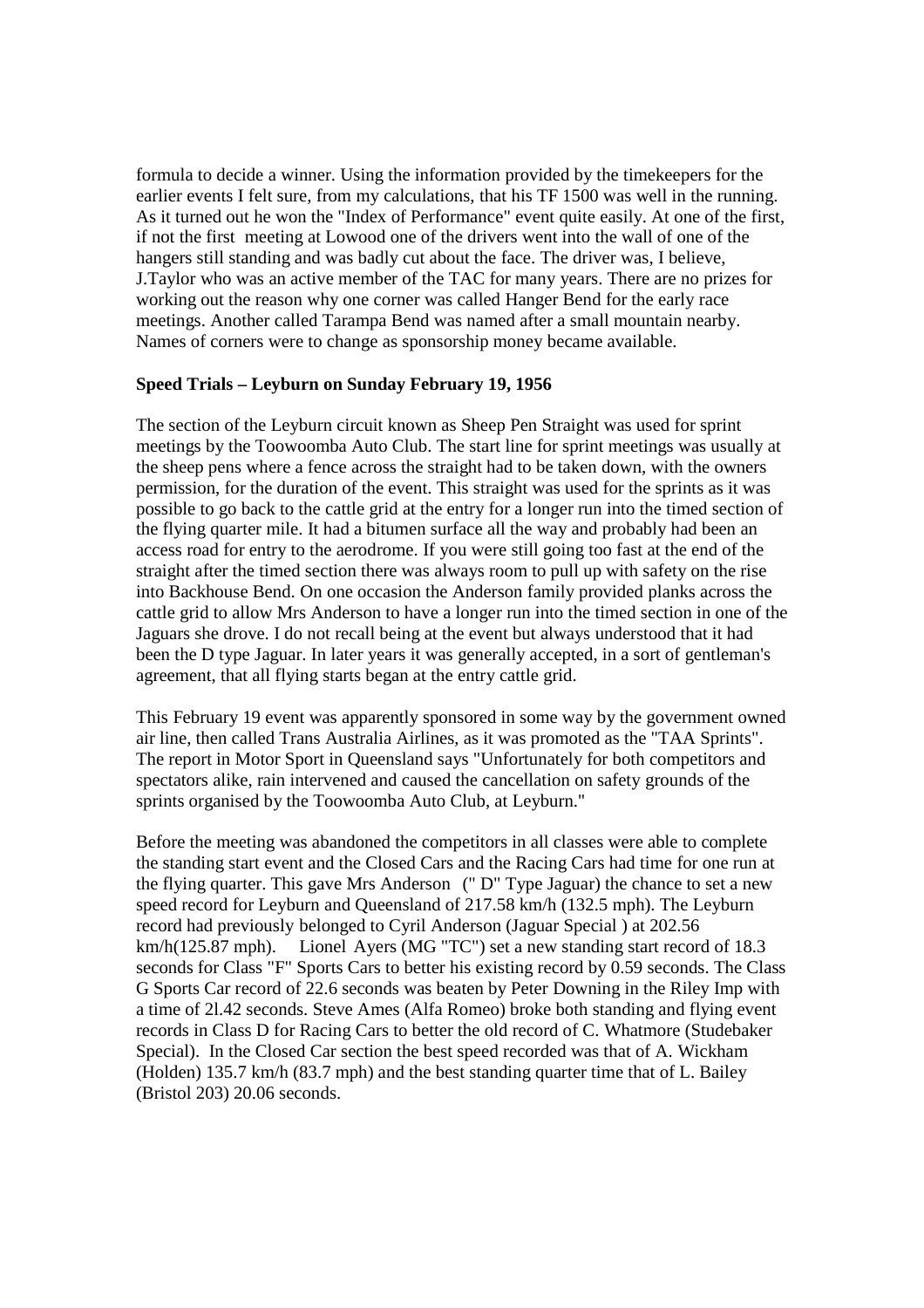formula to decide a winner. Using the information provided by the timekeepers for the earlier events I felt sure, from my calculations, that his TF 1500 was well in the running. As it turned out he won the "Index of Performance" event quite easily. At one of the first, if not the first meeting at Lowood one of the drivers went into the wall of one of the hangers still standing and was badly cut about the face. The driver was, I believe, J.Taylor who was an active member of the TAC for many years. There are no prizes for working out the reason why one corner was called Hanger Bend for the early race meetings. Another called Tarampa Bend was named after a small mountain nearby. Names of corners were to change as sponsorship money became available.

**Speed Trials – Leyburn on Sunday February 19, 1956**

The section of the Leyburn circuit known as Sheep Pen Straight was used for sprint meetings by the Toowoomba Auto Club. The start line for sprint meetings was usually at the sheep pens where a fence across the straight had to be taken down, with the owners permission, for the duration of the event. This straight was used for the sprints as it was possible to go back to the cattle grid at the entry for a longer run into the timed section of the flying quarter mile. It had a bitumen surface all the way and probably had been an access road for entry to the aerodrome. If you were still going too fast at the end of the straight after the timed section there was always room to pull up with safety on the rise into Backhouse Bend. On one occasion the Anderson family provided planks across the cattle grid to allow Mrs Anderson to have a longer run into the timed section in one of the Jaguars she drove. I do not recall being at the event but always understood that it had been the D type Jaguar. In later years it was generally accepted, in a sort of gentleman's agreement, that all flying starts began at the entry cattle grid.

This February 19 event was apparently sponsored in some way by the government owned air line, then called Trans Australia Airlines, as it was promoted as the "TAA Sprints". The report in Motor Sport in Queensland says "Unfortunately for both competitors and spectators alike, rain intervened and caused the cancellation on safety grounds of the sprints organised by the Toowoomba Auto Club, at Leyburn."

Before the meeting was abandoned the competitors in all classes were able to complete the standing start event and the Closed Cars and the Racing Cars had time for one run at the flying quarter. This gave Mrs Anderson (" D" Type Jaguar) the chance to set a new speed record for Leyburn and Queensland of 217.58 km/h (132.5 mph). The Leyburn record had previously belonged to Cyril Anderson (Jaguar Special ) at 202.56 km/h(125.87 mph). Lionel Ayers (MG "TC") set a new standing start record of 18.3 seconds for Class "F" Sports Cars to better his existing record by 0.59 seconds. The Class G Sports Car record of 22.6 seconds was beaten by Peter Downing in the Riley Imp with a time of 2l.42 seconds. Steve Ames (Alfa Romeo) broke both standing and flying event records in Class D for Racing Cars to better the old record of C. Whatmore (Studebaker Special). In the Closed Car section the best speed recorded was that of A. Wickham (Holden) 135.7 km/h (83.7 mph) and the best standing quarter time that of L. Bailey (Bristol 203) 20.06 seconds.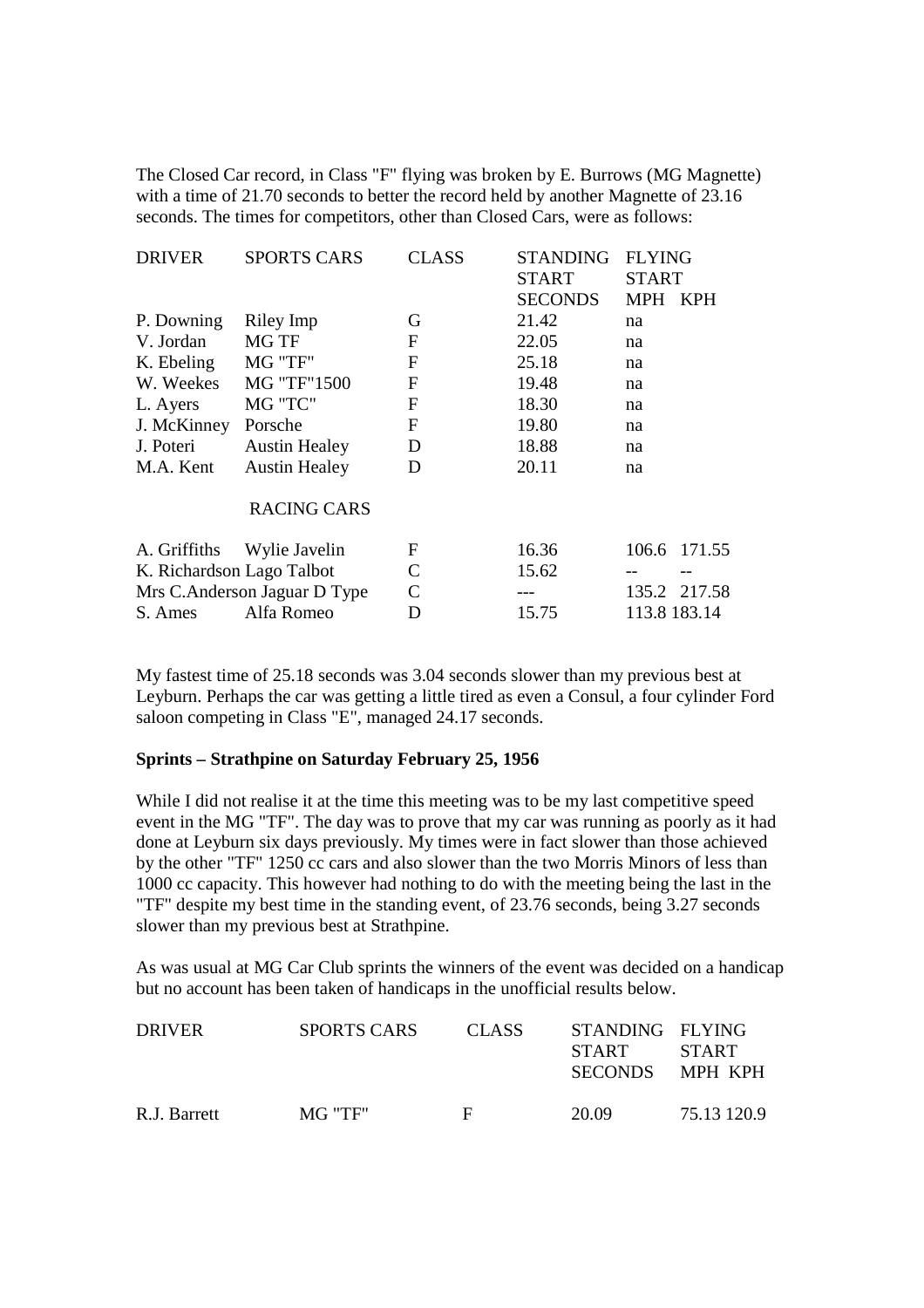The Closed Car record, in Class "F" flying was broken by E. Burrows (MG Magnette) with a time of 21.70 seconds to better the record held by another Magnette of 23.16 seconds. The times for competitors, other than Closed Cars, were as follows:

| DRIVER | SPORTS CARS | CLASS | STANDING START SECONDS | FLYING START MPH | KPH |
|---|---|---|---|---|---|
| P. Downing | Riley Imp | G | 21.42 | na | |
| V. Jordan | MG TF | F | 22.05 | na | |
| K. Ebeling | MG "TF" | F | 25.18 | na | |
| W. Weekes | MG "TF"1500 | F | 19.48 | na | |
| L. Ayers | MG "TC" | F | 18.30 | na | |
| J. McKinney | Porsche | F | 19.80 | na | |
| J. Poteri | Austin Healey | D | 18.88 | na | |
| M.A. Kent | Austin Healey | D | 20.11 | na | |
| | RACING CARS | | | | |
| A. Griffiths | Wylie Javelin | F | 16.36 | 106.6 | 171.55 |
| K. Richardson | Lago Talbot | C | 15.62 | -- | -- |
| Mrs C.Anderson | Jaguar D Type | C | --- | 135.2 | 217.58 |
| S. Ames | Alfa Romeo | D | 15.75 | 113.8 | 183.14 |

My fastest time of 25.18 seconds was 3.04 seconds slower than my previous best at Leyburn. Perhaps the car was getting a little tired as even a Consul, a four cylinder Ford saloon competing in Class "E", managed 24.17 seconds.

**Sprints – Strathpine on Saturday February 25, 1956**

While I did not realise it at the time this meeting was to be my last competitive speed event in the MG "TF". The day was to prove that my car was running as poorly as it had done at Leyburn six days previously. My times were in fact slower than those achieved by the other "TF" 1250 cc cars and also slower than the two Morris Minors of less than 1000 cc capacity. This however had nothing to do with the meeting being the last in the "TF" despite my best time in the standing event, of 23.76 seconds, being 3.27 seconds slower than my previous best at Strathpine.

As was usual at MG Car Club sprints the winners of the event was decided on a handicap but no account has been taken of handicaps in the unofficial results below.

| DRIVER | SPORTS CARS | CLASS | STANDING START SECONDS | FLYING START MPH | KPH |
|---|---|---|---|---|---|
| R.J. Barrett | MG "TF" | F | 20.09 | 75.13 | 120.9 |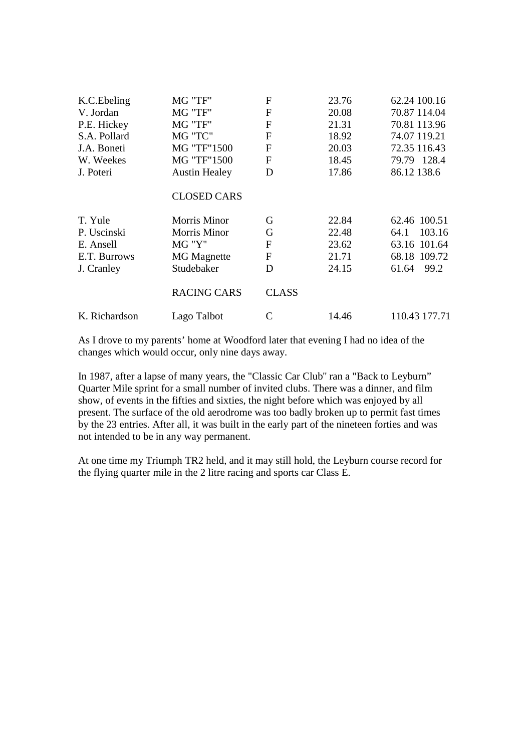| | | | | |
|---|---|---|---|---|
| K.C.Ebeling | MG "TF" | F | 23.76 | 62.24 100.16 |
| V. Jordan | MG "TF" | F | 20.08 | 70.87 114.04 |
| P.E. Hickey | MG "TF" | F | 21.31 | 70.81 113.96 |
| S.A. Pollard | MG "TC" | F | 18.92 | 74.07 119.21 |
| J.A. Boneti | MG "TF"1500 | F | 20.03 | 72.35 116.43 |
| W. Weekes | MG "TF"1500 | F | 18.45 | 79.79 128.4 |
| J. Poteri | Austin Healey | D | 17.86 | 86.12 138.6 |
| | CLOSED CARS | | | |
| T. Yule | Morris Minor | G | 22.84 | 62.46 100.51 |
| P. Uscinski | Morris Minor | G | 22.48 | 64.1 103.16 |
| E. Ansell | MG "Y" | F | 23.62 | 63.16 101.64 |
| E.T. Burrows | MG Magnette | F | 21.71 | 68.18 109.72 |
| J. Cranley | Studebaker | D | 24.15 | 61.64 99.2 |
| | RACING CARS | CLASS | | |
| K. Richardson | Lago Talbot | C | 14.46 | 110.43 177.71 |

As I drove to my parents' home at Woodford later that evening I had no idea of the changes which would occur, only nine days away.

In 1987, after a lapse of many years, the "Classic Car Club" ran a "Back to Leyburn" Quarter Mile sprint for a small number of invited clubs. There was a dinner, and film show, of events in the fifties and sixties, the night before which was enjoyed by all present. The surface of the old aerodrome was too badly broken up to permit fast times by the 23 entries. After all, it was built in the early part of the nineteen forties and was not intended to be in any way permanent.

At one time my Triumph TR2 held, and it may still hold, the Leyburn course record for the flying quarter mile in the 2 litre racing and sports car Class E.